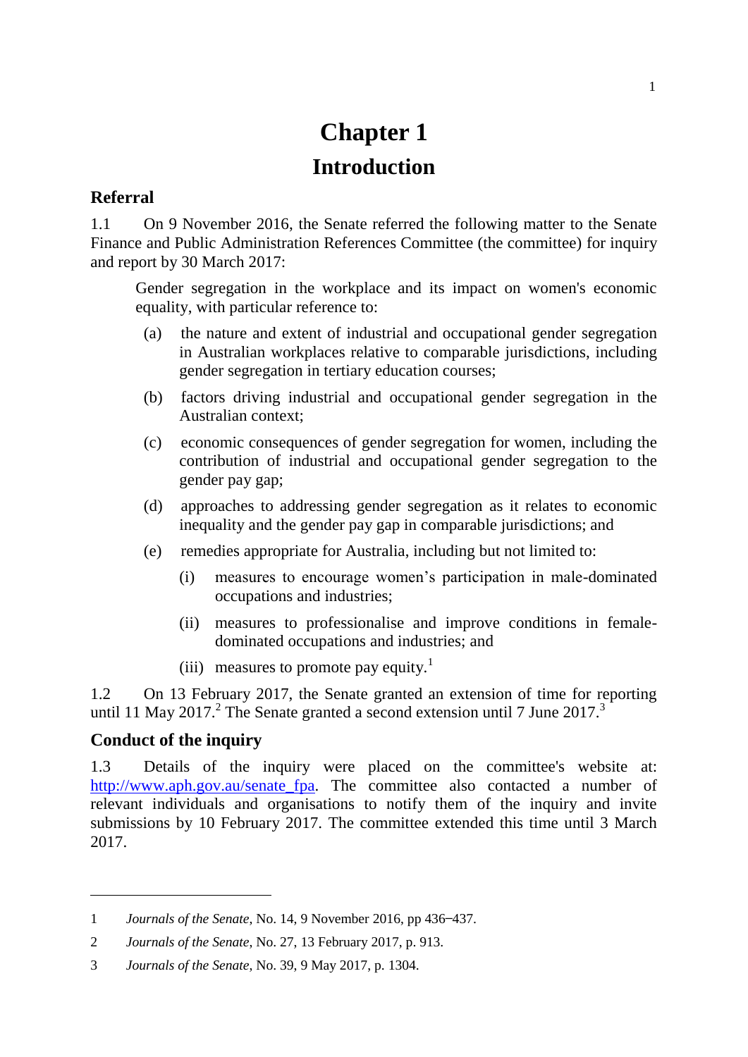# Chapter 1

# Introduction

## Referral

1.1 On 9 November 2016, the Senate referred the following matter to the Senate Finance and Public Administration References Committee (the committee) for inquiry and report by 30 March 2017:

> Gender segregation in the workplace and its impact on women's economic equality, with particular reference to:
>
> (a) the nature and extent of industrial and occupational gender segregation in Australian workplaces relative to comparable jurisdictions, including gender segregation in tertiary education courses;
>
> (b) factors driving industrial and occupational gender segregation in the Australian context;
>
> (c) economic consequences of gender segregation for women, including the contribution of industrial and occupational gender segregation to the gender pay gap;
>
> (d) approaches to addressing gender segregation as it relates to economic inequality and the gender pay gap in comparable jurisdictions; and
>
> (e) remedies appropriate for Australia, including but not limited to:
>
> (i) measures to encourage women's participation in male-dominated occupations and industries;
>
> (ii) measures to professionalise and improve conditions in female-dominated occupations and industries; and
>
> (iii) measures to promote pay equity.[1]

1.2 On 13 February 2017, the Senate granted an extension of time for reporting until 11 May 2017.[2] The Senate granted a second extension until 7 June 2017.[3]

## Conduct of the inquiry

1.3 Details of the inquiry were placed on the committee's website at: http://www.aph.gov.au/senate_fpa. The committee also contacted a number of relevant individuals and organisations to notify them of the inquiry and invite submissions by 10 February 2017. The committee extended this time until 3 March 2017.

---

1 *Journals of the Senate*, No. 14, 9 November 2016, pp 436–437.

2 *Journals of the Senate*, No. 27, 13 February 2017, p. 913.

3 *Journals of the Senate*, No. 39, 9 May 2017, p. 1304.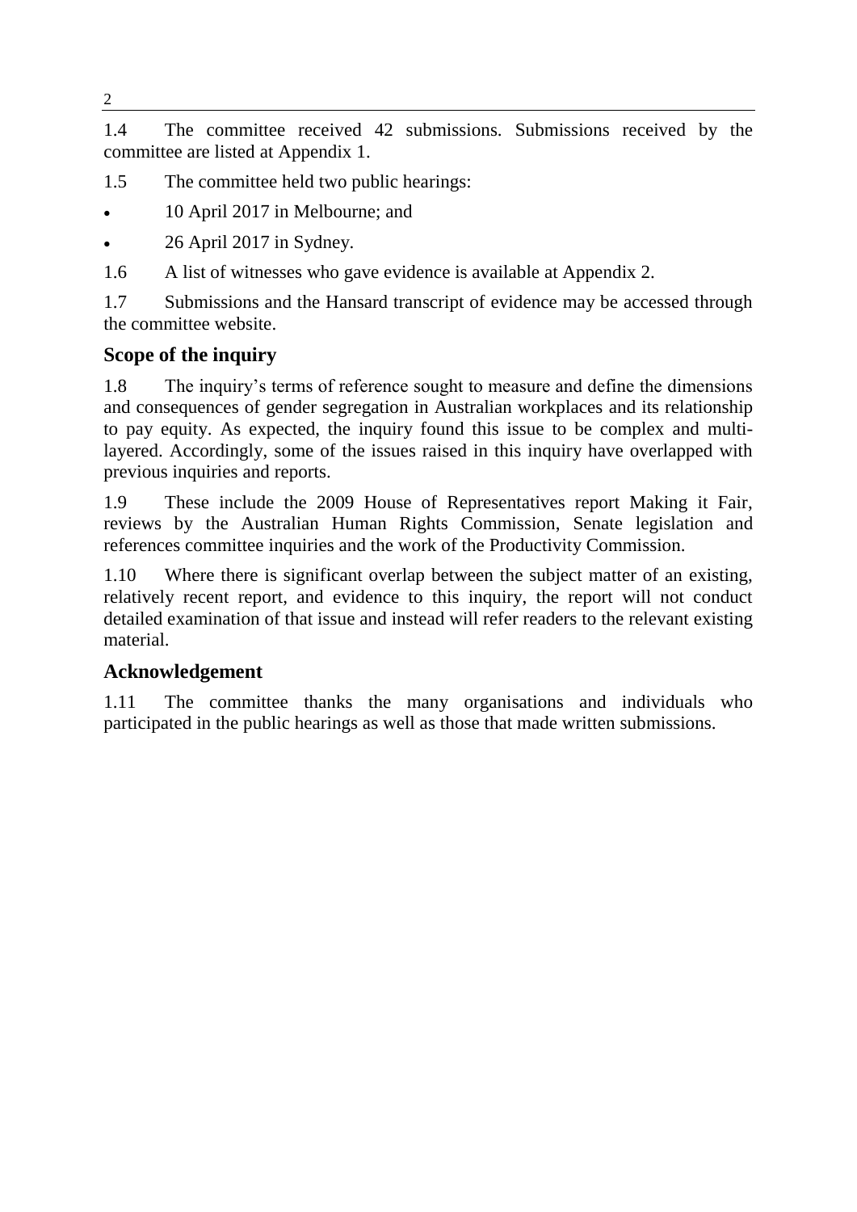1.4 The committee received 42 submissions. Submissions received by the committee are listed at Appendix 1.

1.5 The committee held two public hearings:

- 10 April 2017 in Melbourne; and
- 26 April 2017 in Sydney.

1.6 A list of witnesses who gave evidence is available at Appendix 2.

1.7 Submissions and the Hansard transcript of evidence may be accessed through the committee website.

## Scope of the inquiry

1.8 The inquiry's terms of reference sought to measure and define the dimensions and consequences of gender segregation in Australian workplaces and its relationship to pay equity. As expected, the inquiry found this issue to be complex and multi-layered. Accordingly, some of the issues raised in this inquiry have overlapped with previous inquiries and reports.

1.9 These include the 2009 House of Representatives report Making it Fair, reviews by the Australian Human Rights Commission, Senate legislation and references committee inquiries and the work of the Productivity Commission.

1.10 Where there is significant overlap between the subject matter of an existing, relatively recent report, and evidence to this inquiry, the report will not conduct detailed examination of that issue and instead will refer readers to the relevant existing material.

## Acknowledgement

1.11 The committee thanks the many organisations and individuals who participated in the public hearings as well as those that made written submissions.